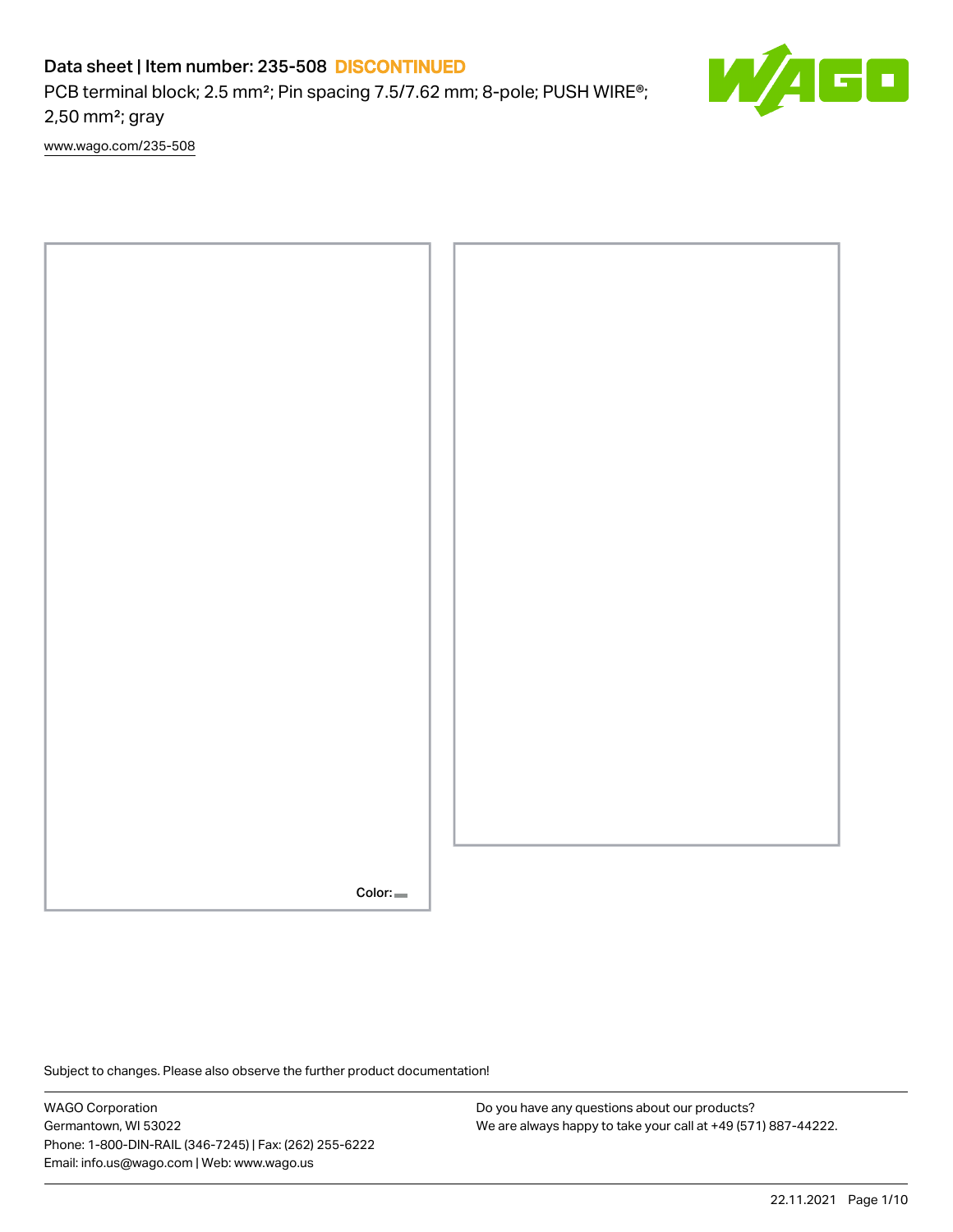# Data sheet | Item number: 235-508 DISCONTINUED

PCB terminal block; 2.5 mm²; Pin spacing 7.5/7.62 mm; 8-pole; PUSH WIRE®; 2,50 mm²; gray

www.wago.com/235-508

Color:

Subject to changes. Please also observe the further product documentation!

WAGO Corporation
Germantown, WI 53022
Phone: 1-800-DIN-RAIL (346-7245) | Fax: (262) 255-6222
Email: info.us@wago.com | Web: www.wago.us

Do you have any questions about our products?
We are always happy to take your call at +49 (571) 887-44222.

22.11.2021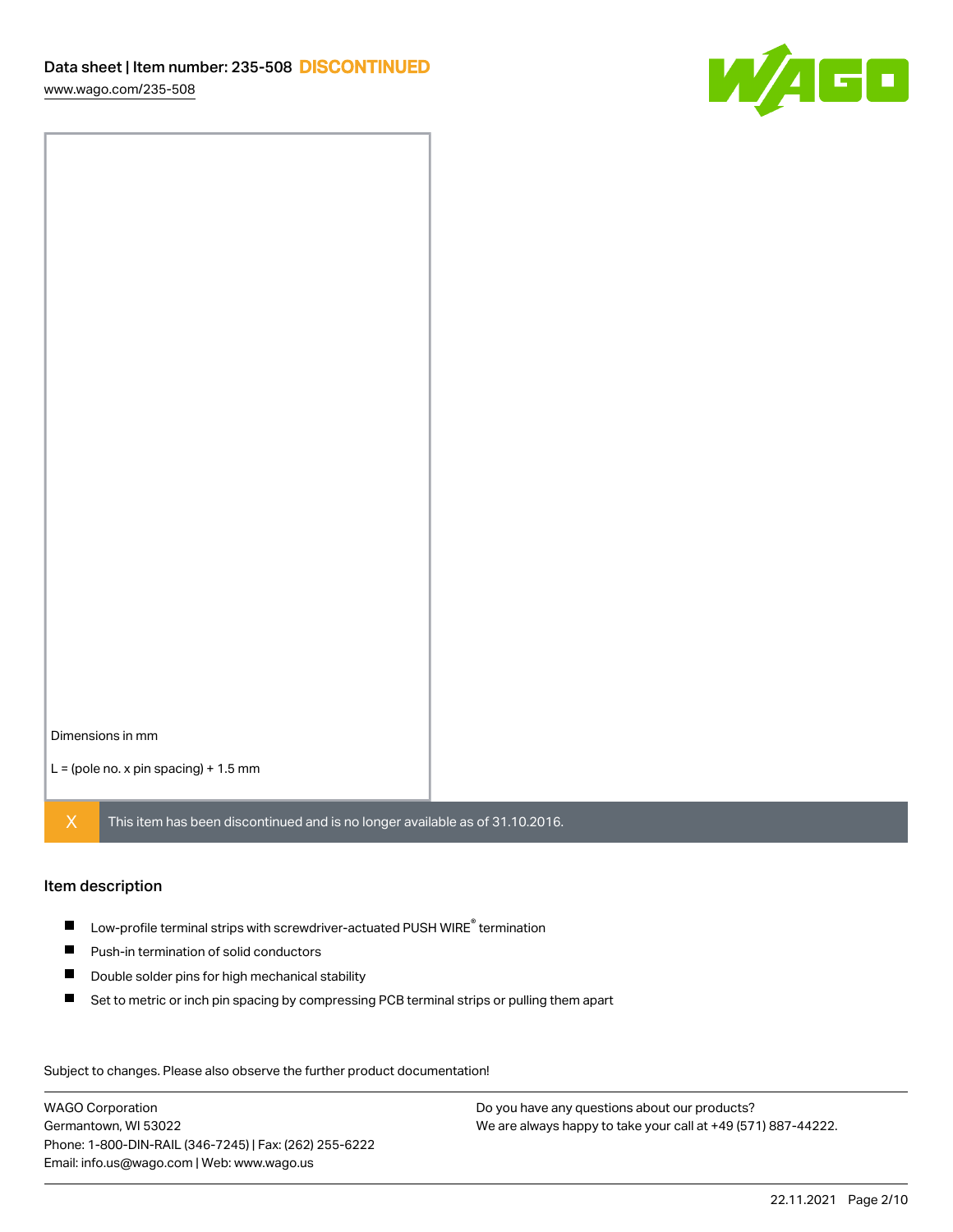Dimensions in mm

L = (pole no. x pin spacing) + 1.5 mm

X This item has been discontinued and is no longer available as of 31.10.2016.

## Item description

- Low-profile terminal strips with screwdriver-actuated PUSH WIRE® termination
- Push-in termination of solid conductors
- Double solder pins for high mechanical stability
- Set to metric or inch pin spacing by compressing PCB terminal strips or pulling them apart

Subject to changes. Please also observe the further product documentation!

WAGO Corporation
Germantown, WI 53022
Phone: 1-800-DIN-RAIL (346-7245) | Fax: (262) 255-6222
Email: info.us@wago.com | Web: www.wago.us

Do you have any questions about our products?
We are always happy to take your call at +49 (571) 887-44222.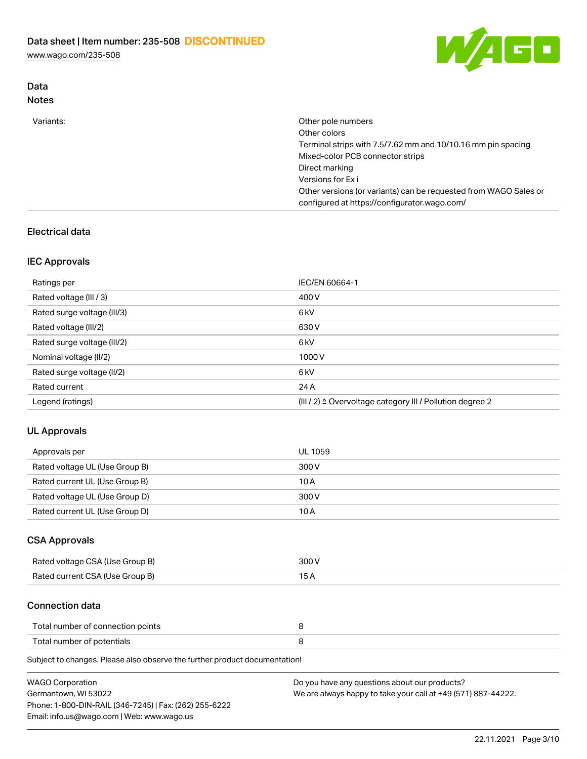## Data
### Notes

| | |
|---|---|
| Variants: | Other pole numbers<br>Other colors<br>Terminal strips with 7.5/7.62 mm and 10/10.16 mm pin spacing<br>Mixed-color PCB connector strips<br>Direct marking<br>Versions for Ex i<br>Other versions (or variants) can be requested from WAGO Sales or configured at https://configurator.wago.com/ |

## Electrical data

### IEC Approvals

| | |
|---|---|
| Ratings per | IEC/EN 60664-1 |
| Rated voltage (III / 3) | 400 V |
| Rated surge voltage (III/3) | 6 kV |
| Rated voltage (III/2) | 630 V |
| Rated surge voltage (III/2) | 6 kV |
| Nominal voltage (II/2) | 1000 V |
| Rated surge voltage (II/2) | 6 kV |
| Rated current | 24 A |
| Legend (ratings) | (III / 2) ≙ Overvoltage category III / Pollution degree 2 |

### UL Approvals

| | |
|---|---|
| Approvals per | UL 1059 |
| Rated voltage UL (Use Group B) | 300 V |
| Rated current UL (Use Group B) | 10 A |
| Rated voltage UL (Use Group D) | 300 V |
| Rated current UL (Use Group D) | 10 A |

### CSA Approvals

| | |
|---|---|
| Rated voltage CSA (Use Group B) | 300 V |
| Rated current CSA (Use Group B) | 15 A |

### Connection data

| | |
|---|---|
| Total number of connection points | 8 |
| Total number of potentials | 8 |

Subject to changes. Please also observe the further product documentation!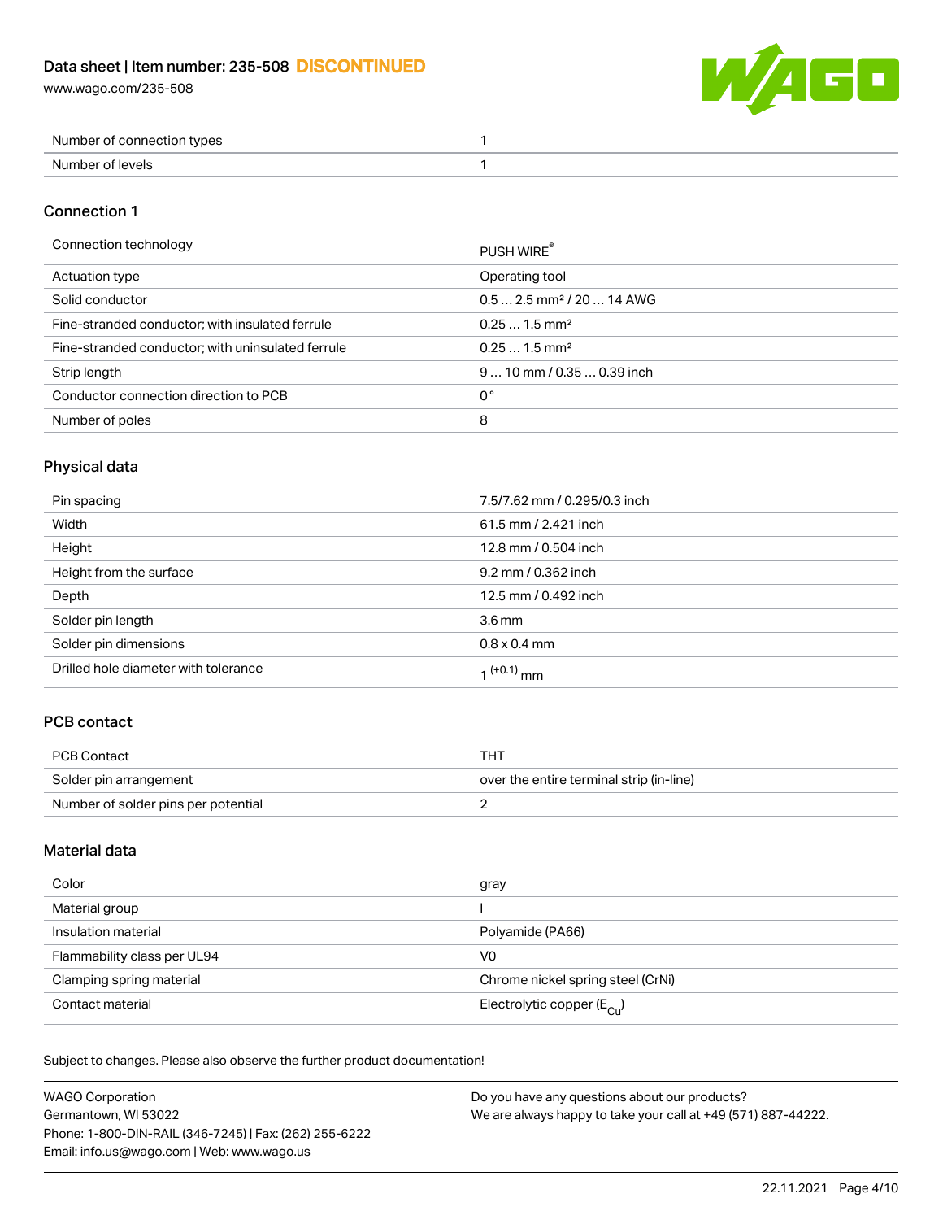| | |
|---|---|
| Number of connection types | 1 |
| Number of levels | 1 |

## Connection 1

| | |
|---|---|
| Connection technology | PUSH WIRE® |
| Actuation type | Operating tool |
| Solid conductor | 0.5 … 2.5 mm² / 20 … 14 AWG |
| Fine-stranded conductor; with insulated ferrule | 0.25 … 1.5 mm² |
| Fine-stranded conductor; with uninsulated ferrule | 0.25 … 1.5 mm² |
| Strip length | 9 … 10 mm / 0.35 … 0.39 inch |
| Conductor connection direction to PCB | 0 ° |
| Number of poles | 8 |

## Physical data

| | |
|---|---|
| Pin spacing | 7.5/7.62 mm / 0.295/0.3 inch |
| Width | 61.5 mm / 2.421 inch |
| Height | 12.8 mm / 0.504 inch |
| Height from the surface | 9.2 mm / 0.362 inch |
| Depth | 12.5 mm / 0.492 inch |
| Solder pin length | 3.6 mm |
| Solder pin dimensions | 0.8 x 0.4 mm |
| Drilled hole diameter with tolerance | $1^{(+0.1)}$ mm |

## PCB contact

| | |
|---|---|
| PCB Contact | THT |
| Solder pin arrangement | over the entire terminal strip (in-line) |
| Number of solder pins per potential | 2 |

## Material data

| | |
|---|---|
| Color | gray |
| Material group | I |
| Insulation material | Polyamide (PA66) |
| Flammability class per UL94 | V0 |
| Clamping spring material | Chrome nickel spring steel (CrNi) |
| Contact material | Electrolytic copper ($E_{Cu}$) |

Subject to changes. Please also observe the further product documentation!

WAGO Corporation
Germantown, WI 53022
Phone: 1-800-DIN-RAIL (346-7245) | Fax: (262) 255-6222
Email: info.us@wago.com | Web: www.wago.us

Do you have any questions about our products?
We are always happy to take your call at +49 (571) 887-44222.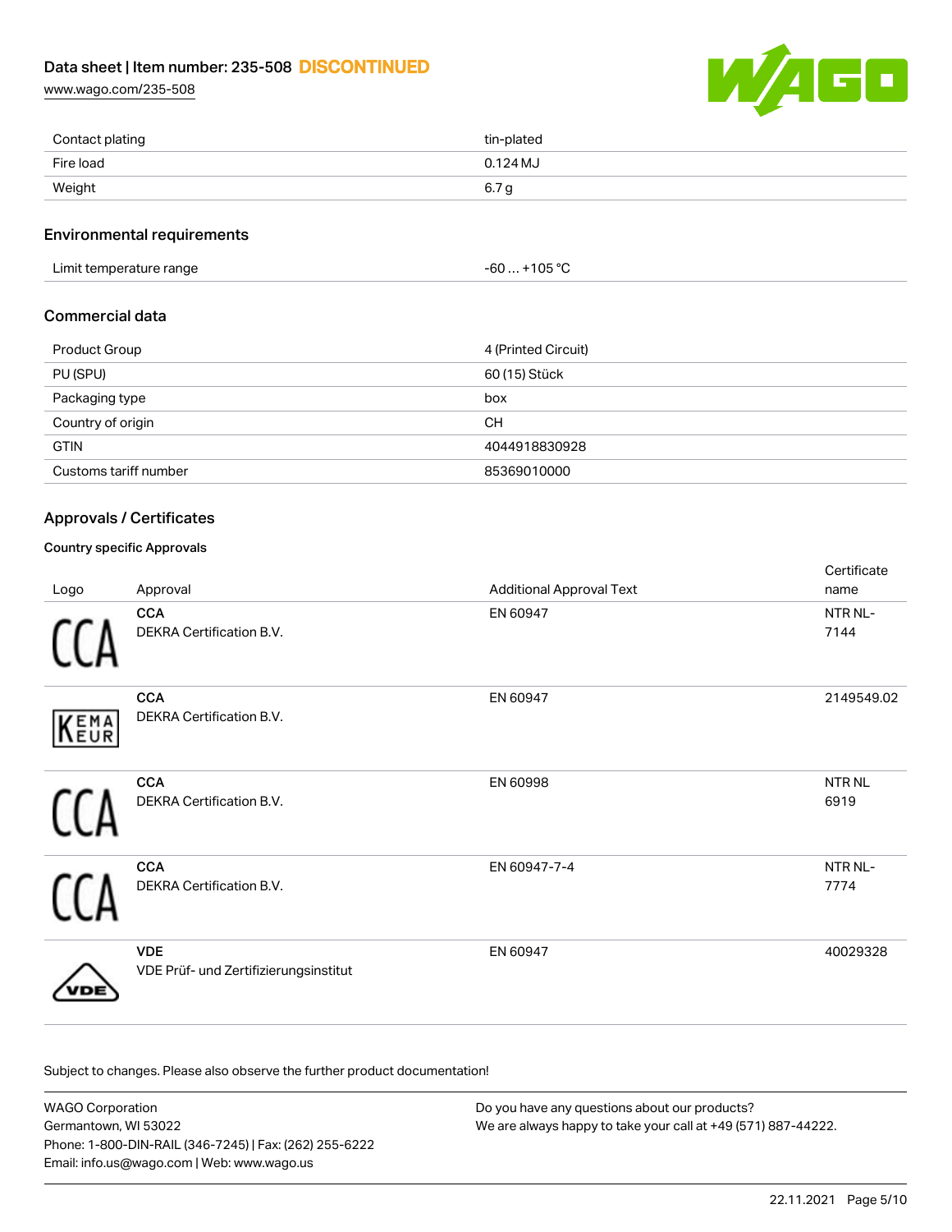| | |
|---|---|
| Contact plating | tin-plated |
| Fire load | 0.124 MJ |
| Weight | 6.7 g |

## Environmental requirements

| | |
|---|---|
| Limit temperature range | -60 … +105 °C |

## Commercial data

| | |
|---|---|
| Product Group | 4 (Printed Circuit) |
| PU (SPU) | 60 (15) Stück |
| Packaging type | box |
| Country of origin | CH |
| GTIN | 4044918830928 |
| Customs tariff number | 85369010000 |

## Approvals / Certificates

### Country specific Approvals

| Logo | Approval | Additional Approval Text | Certificate name |
|---|---|---|---|
| | **CCA** DEKRA Certification B.V. | EN 60947 | NTR NL-7144 |
| | **CCA** DEKRA Certification B.V. | EN 60947 | 2149549.02 |
| | **CCA** DEKRA Certification B.V. | EN 60998 | NTR NL 6919 |
| | **CCA** DEKRA Certification B.V. | EN 60947-7-4 | NTR NL-7774 |
| | **VDE** VDE Prüf- und Zertifizierungsinstitut | EN 60947 | 40029328 |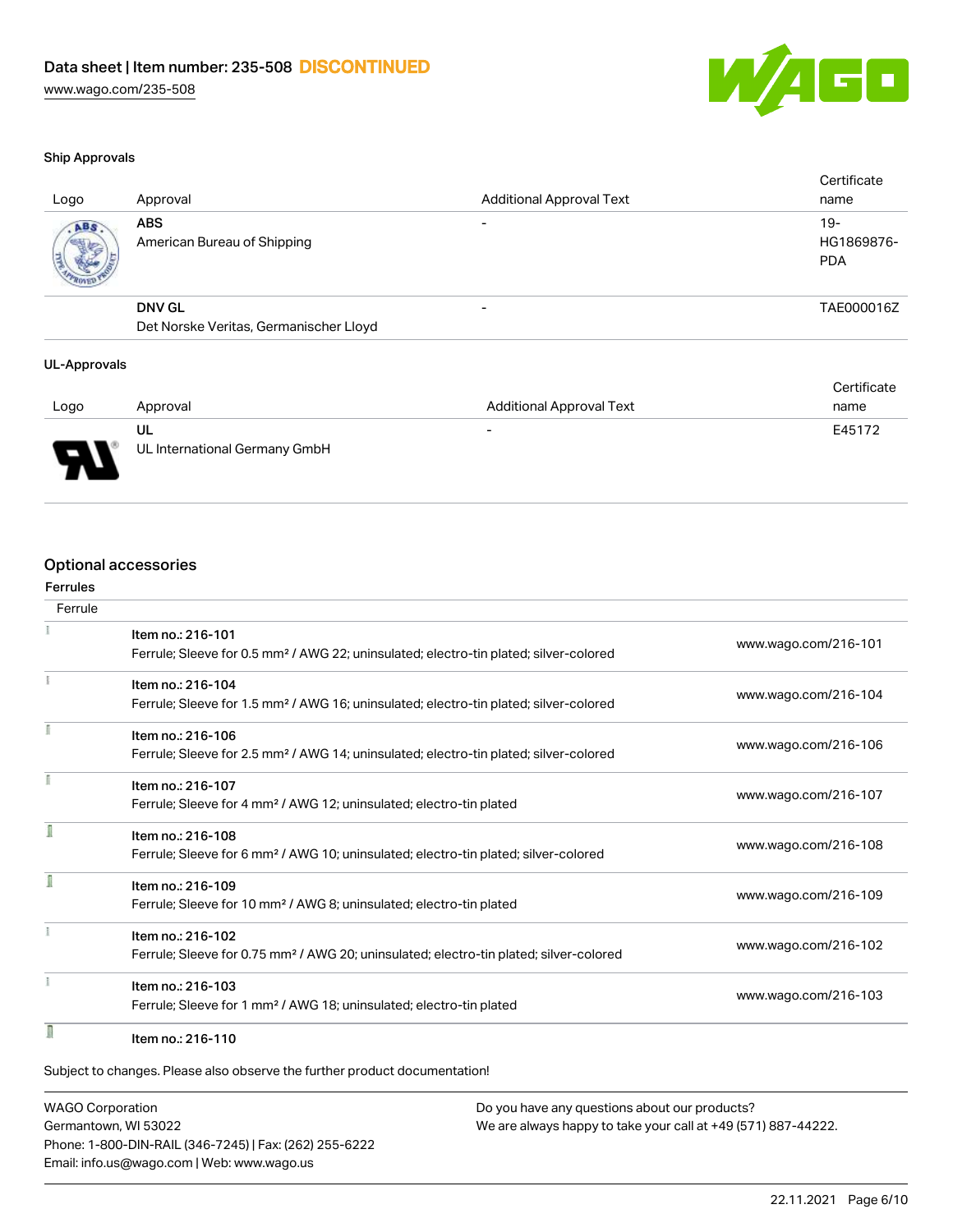Data sheet | Item number: 235-508 **DISCONTINUED**
www.wago.com/235-508

### Ship Approvals

| Logo | Approval | Additional Approval Text | Certificate name |
| --- | --- | --- | --- |
| | **ABS**<br>American Bureau of Shipping | - | 19-HG1869876-PDA |
| | **DNV GL**<br>Det Norske Veritas, Germanischer Lloyd | - | TAE000016Z |

### UL-Approvals

| Logo | Approval | Additional Approval Text | Certificate name |
| --- | --- | --- | --- |
| | **UL**<br>UL International Germany GmbH | - | E45172 |

## Optional accessories

### Ferrules

| Ferrule | | |
| --- | --- | --- |
| | Item no.: 216-101<br>Ferrule; Sleeve for 0.5 mm² / AWG 22; uninsulated; electro-tin plated; silver-colored | www.wago.com/216-101 |
| | Item no.: 216-104<br>Ferrule; Sleeve for 1.5 mm² / AWG 16; uninsulated; electro-tin plated; silver-colored | www.wago.com/216-104 |
| | Item no.: 216-106<br>Ferrule; Sleeve for 2.5 mm² / AWG 14; uninsulated; electro-tin plated; silver-colored | www.wago.com/216-106 |
| | Item no.: 216-107<br>Ferrule; Sleeve for 4 mm² / AWG 12; uninsulated; electro-tin plated | www.wago.com/216-107 |
| | Item no.: 216-108<br>Ferrule; Sleeve for 6 mm² / AWG 10; uninsulated; electro-tin plated; silver-colored | www.wago.com/216-108 |
| | Item no.: 216-109<br>Ferrule; Sleeve for 10 mm² / AWG 8; uninsulated; electro-tin plated | www.wago.com/216-109 |
| | Item no.: 216-102<br>Ferrule; Sleeve for 0.75 mm² / AWG 20; uninsulated; electro-tin plated; silver-colored | www.wago.com/216-102 |
| | Item no.: 216-103<br>Ferrule; Sleeve for 1 mm² / AWG 18; uninsulated; electro-tin plated | www.wago.com/216-103 |
| | Item no.: 216-110 | |

Subject to changes. Please also observe the further product documentation!

WAGO Corporation
Germantown, WI 53022
Phone: 1-800-DIN-RAIL (346-7245) | Fax: (262) 255-6222
Email: info.us@wago.com | Web: www.wago.us

Do you have any questions about our products?
We are always happy to take your call at +49 (571) 887-44222.

22.11.2021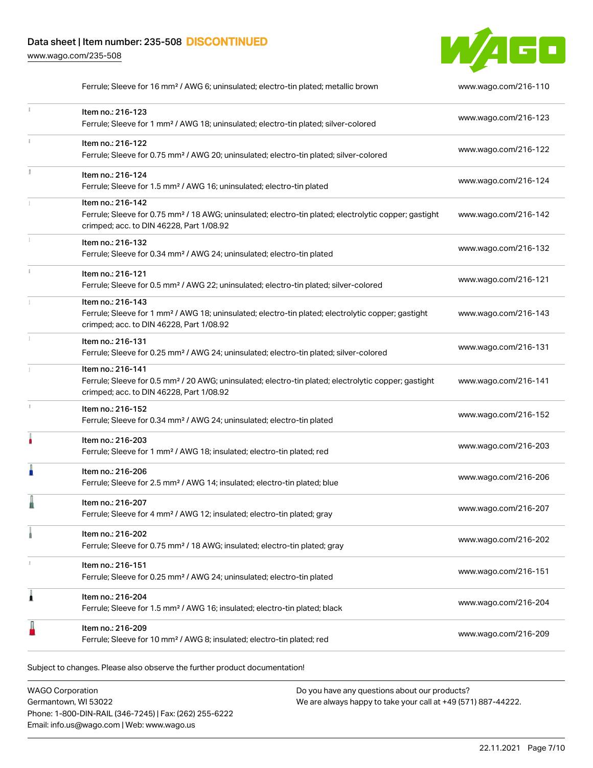| | | |
|---|---|---|
| | Ferrule; Sleeve for 16 mm² / AWG 6; uninsulated; electro-tin plated; metallic brown | www.wago.com/216-110 |
| | Item no.: 216-123<br>Ferrule; Sleeve for 1 mm² / AWG 18; uninsulated; electro-tin plated; silver-colored | www.wago.com/216-123 |
| | Item no.: 216-122<br>Ferrule; Sleeve for 0.75 mm² / AWG 20; uninsulated; electro-tin plated; silver-colored | www.wago.com/216-122 |
| | Item no.: 216-124<br>Ferrule; Sleeve for 1.5 mm² / AWG 16; uninsulated; electro-tin plated | www.wago.com/216-124 |
| | Item no.: 216-142<br>Ferrule; Sleeve for 0.75 mm² / 18 AWG; uninsulated; electro-tin plated; electrolytic copper; gastight crimped; acc. to DIN 46228, Part 1/08.92 | www.wago.com/216-142 |
| | Item no.: 216-132<br>Ferrule; Sleeve for 0.34 mm² / AWG 24; uninsulated; electro-tin plated | www.wago.com/216-132 |
| | Item no.: 216-121<br>Ferrule; Sleeve for 0.5 mm² / AWG 22; uninsulated; electro-tin plated; silver-colored | www.wago.com/216-121 |
| | Item no.: 216-143<br>Ferrule; Sleeve for 1 mm² / AWG 18; uninsulated; electro-tin plated; electrolytic copper; gastight crimped; acc. to DIN 46228, Part 1/08.92 | www.wago.com/216-143 |
| | Item no.: 216-131<br>Ferrule; Sleeve for 0.25 mm² / AWG 24; uninsulated; electro-tin plated; silver-colored | www.wago.com/216-131 |
| | Item no.: 216-141<br>Ferrule; Sleeve for 0.5 mm² / 20 AWG; uninsulated; electro-tin plated; electrolytic copper; gastight crimped; acc. to DIN 46228, Part 1/08.92 | www.wago.com/216-141 |
| | Item no.: 216-152<br>Ferrule; Sleeve for 0.34 mm² / AWG 24; uninsulated; electro-tin plated | www.wago.com/216-152 |
| | Item no.: 216-203<br>Ferrule; Sleeve for 1 mm² / AWG 18; insulated; electro-tin plated; red | www.wago.com/216-203 |
| | Item no.: 216-206<br>Ferrule; Sleeve for 2.5 mm² / AWG 14; insulated; electro-tin plated; blue | www.wago.com/216-206 |
| | Item no.: 216-207<br>Ferrule; Sleeve for 4 mm² / AWG 12; insulated; electro-tin plated; gray | www.wago.com/216-207 |
| | Item no.: 216-202<br>Ferrule; Sleeve for 0.75 mm² / 18 AWG; insulated; electro-tin plated; gray | www.wago.com/216-202 |
| | Item no.: 216-151<br>Ferrule; Sleeve for 0.25 mm² / AWG 24; uninsulated; electro-tin plated | www.wago.com/216-151 |
| | Item no.: 216-204<br>Ferrule; Sleeve for 1.5 mm² / AWG 16; insulated; electro-tin plated; black | www.wago.com/216-204 |
| | Item no.: 216-209<br>Ferrule; Sleeve for 10 mm² / AWG 8; insulated; electro-tin plated; red | www.wago.com/216-209 |

Subject to changes. Please also observe the further product documentation!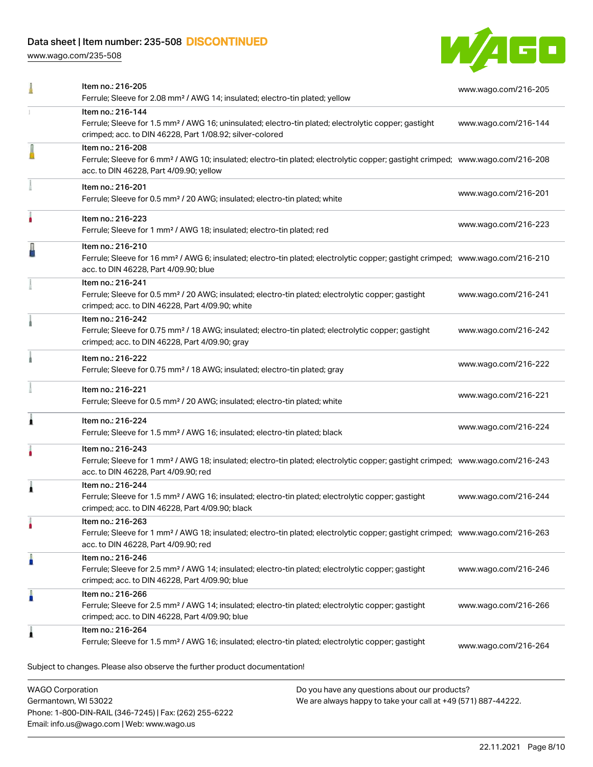| | | |
|---|---|---|
| | Item no.: 216-205<br>Ferrule; Sleeve for 2.08 mm² / AWG 14; insulated; electro-tin plated; yellow | www.wago.com/216-205 |
| | Item no.: 216-144<br>Ferrule; Sleeve for 1.5 mm² / AWG 16; uninsulated; electro-tin plated; electrolytic copper; gastight crimped; acc. to DIN 46228, Part 1/08.92; silver-colored | www.wago.com/216-144 |
| | Item no.: 216-208<br>Ferrule; Sleeve for 6 mm² / AWG 10; insulated; electro-tin plated; electrolytic copper; gastight crimped; acc. to DIN 46228, Part 4/09.90; yellow | www.wago.com/216-208 |
| | Item no.: 216-201<br>Ferrule; Sleeve for 0.5 mm² / 20 AWG; insulated; electro-tin plated; white | www.wago.com/216-201 |
| | Item no.: 216-223<br>Ferrule; Sleeve for 1 mm² / AWG 18; insulated; electro-tin plated; red | www.wago.com/216-223 |
| | Item no.: 216-210<br>Ferrule; Sleeve for 16 mm² / AWG 6; insulated; electro-tin plated; electrolytic copper; gastight crimped; acc. to DIN 46228, Part 4/09.90; blue | www.wago.com/216-210 |
| | Item no.: 216-241<br>Ferrule; Sleeve for 0.5 mm² / 20 AWG; insulated; electro-tin plated; electrolytic copper; gastight crimped; acc. to DIN 46228, Part 4/09.90; white | www.wago.com/216-241 |
| | Item no.: 216-242<br>Ferrule; Sleeve for 0.75 mm² / 18 AWG; insulated; electro-tin plated; electrolytic copper; gastight crimped; acc. to DIN 46228, Part 4/09.90; gray | www.wago.com/216-242 |
| | Item no.: 216-222<br>Ferrule; Sleeve for 0.75 mm² / 18 AWG; insulated; electro-tin plated; gray | www.wago.com/216-222 |
| | Item no.: 216-221<br>Ferrule; Sleeve for 0.5 mm² / 20 AWG; insulated; electro-tin plated; white | www.wago.com/216-221 |
| | Item no.: 216-224<br>Ferrule; Sleeve for 1.5 mm² / AWG 16; insulated; electro-tin plated; black | www.wago.com/216-224 |
| | Item no.: 216-243<br>Ferrule; Sleeve for 1 mm² / AWG 18; insulated; electro-tin plated; electrolytic copper; gastight crimped; acc. to DIN 46228, Part 4/09.90; red | www.wago.com/216-243 |
| | Item no.: 216-244<br>Ferrule; Sleeve for 1.5 mm² / AWG 16; insulated; electro-tin plated; electrolytic copper; gastight crimped; acc. to DIN 46228, Part 4/09.90; black | www.wago.com/216-244 |
| | Item no.: 216-263<br>Ferrule; Sleeve for 1 mm² / AWG 18; insulated; electro-tin plated; electrolytic copper; gastight crimped; acc. to DIN 46228, Part 4/09.90; red | www.wago.com/216-263 |
| | Item no.: 216-246<br>Ferrule; Sleeve for 2.5 mm² / AWG 14; insulated; electro-tin plated; electrolytic copper; gastight crimped; acc. to DIN 46228, Part 4/09.90; blue | www.wago.com/216-246 |
| | Item no.: 216-266<br>Ferrule; Sleeve for 2.5 mm² / AWG 14; insulated; electro-tin plated; electrolytic copper; gastight crimped; acc. to DIN 46228, Part 4/09.90; blue | www.wago.com/216-266 |
| | Item no.: 216-264<br>Ferrule; Sleeve for 1.5 mm² / AWG 16; insulated; electro-tin plated; electrolytic copper; gastight | www.wago.com/216-264 |

Subject to changes. Please also observe the further product documentation!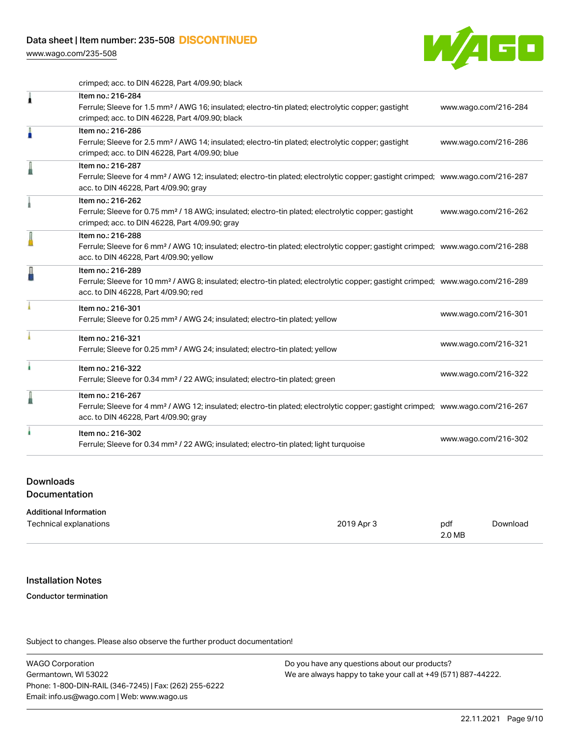| | | |
|---|---|---|
| | crimped; acc. to DIN 46228, Part 4/09.90; black | |
| | Item no.: 216-284<br>Ferrule; Sleeve for 1.5 mm² / AWG 16; insulated; electro-tin plated; electrolytic copper; gastight crimped; acc. to DIN 46228, Part 4/09.90; black | www.wago.com/216-284 |
| | Item no.: 216-286<br>Ferrule; Sleeve for 2.5 mm² / AWG 14; insulated; electro-tin plated; electrolytic copper; gastight crimped; acc. to DIN 46228, Part 4/09.90; blue | www.wago.com/216-286 |
| | Item no.: 216-287<br>Ferrule; Sleeve for 4 mm² / AWG 12; insulated; electro-tin plated; electrolytic copper; gastight crimped; acc. to DIN 46228, Part 4/09.90; gray | www.wago.com/216-287 |
| | Item no.: 216-262<br>Ferrule; Sleeve for 0.75 mm² / 18 AWG; insulated; electro-tin plated; electrolytic copper; gastight crimped; acc. to DIN 46228, Part 4/09.90; gray | www.wago.com/216-262 |
| | Item no.: 216-288<br>Ferrule; Sleeve for 6 mm² / AWG 10; insulated; electro-tin plated; electrolytic copper; gastight crimped; acc. to DIN 46228, Part 4/09.90; yellow | www.wago.com/216-288 |
| | Item no.: 216-289<br>Ferrule; Sleeve for 10 mm² / AWG 8; insulated; electro-tin plated; electrolytic copper; gastight crimped; acc. to DIN 46228, Part 4/09.90; red | www.wago.com/216-289 |
| | Item no.: 216-301<br>Ferrule; Sleeve for 0.25 mm² / AWG 24; insulated; electro-tin plated; yellow | www.wago.com/216-301 |
| | Item no.: 216-321<br>Ferrule; Sleeve for 0.25 mm² / AWG 24; insulated; electro-tin plated; yellow | www.wago.com/216-321 |
| | Item no.: 216-322<br>Ferrule; Sleeve for 0.34 mm² / 22 AWG; insulated; electro-tin plated; green | www.wago.com/216-322 |
| | Item no.: 216-267<br>Ferrule; Sleeve for 4 mm² / AWG 12; insulated; electro-tin plated; electrolytic copper; gastight crimped; acc. to DIN 46228, Part 4/09.90; gray | www.wago.com/216-267 |
| | Item no.: 216-302<br>Ferrule; Sleeve for 0.34 mm² / 22 AWG; insulated; electro-tin plated; light turquoise | www.wago.com/216-302 |

## Downloads
## Documentation

**Additional Information**

| | | | |
|---|---|---|---|
| Technical explanations | 2019 Apr 3 | pdf<br>2.0 MB | Download |

## Installation Notes

**Conductor termination**

Subject to changes. Please also observe the further product documentation!

WAGO Corporation
Germantown, WI 53022
Phone: 1-800-DIN-RAIL (346-7245) | Fax: (262) 255-6222
Email: info.us@wago.com | Web: www.wago.us

Do you have any questions about our products?
We are always happy to take your call at +49 (571) 887-44222.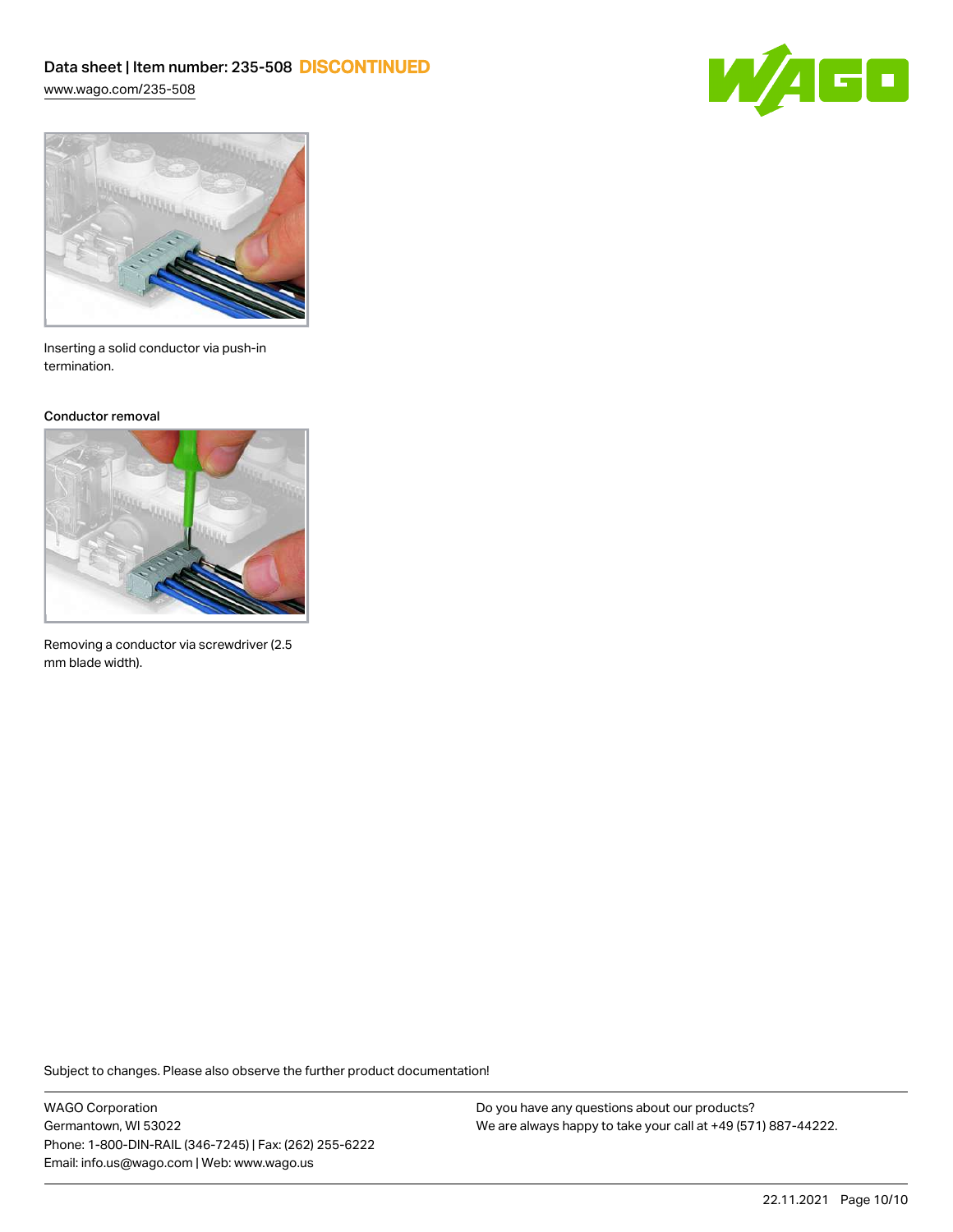Inserting a solid conductor via push-in termination.

Conductor removal

Removing a conductor via screwdriver (2.5 mm blade width).

Subject to changes. Please also observe the further product documentation!

WAGO Corporation
Germantown, WI 53022
Phone: 1-800-DIN-RAIL (346-7245) | Fax: (262) 255-6222
Email: info.us@wago.com | Web: www.wago.us

Do you have any questions about our products?
We are always happy to take your call at +49 (571) 887-44222.